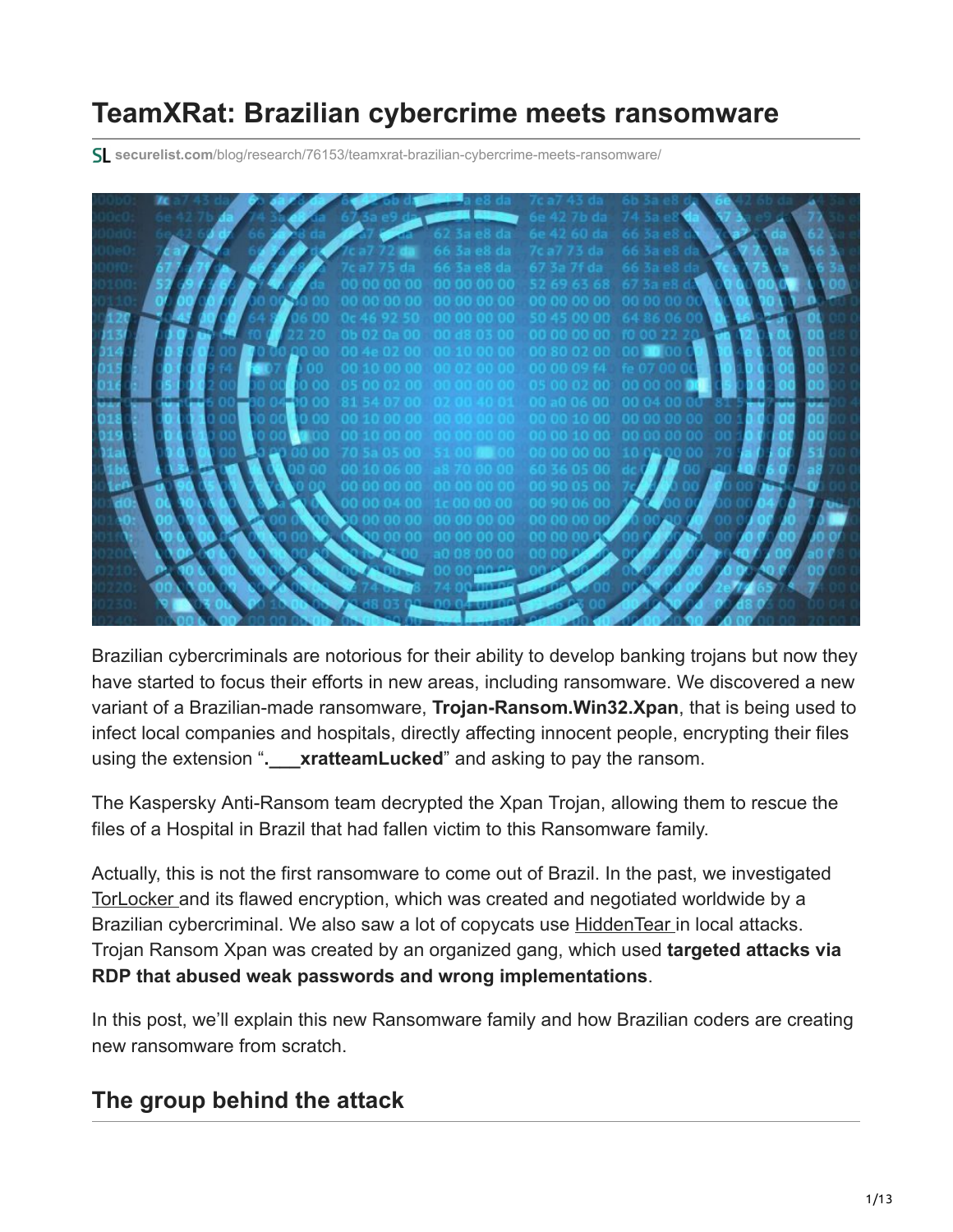# TeamXRat: Brazilian cybercrime meets ransomware

securelist.com/blog/research/76153/teamxrat-brazilian-cybercrime-meets-ransomware/

Brazilian cybercriminals are notorious for their ability to develop banking trojans but now they have started to focus their efforts in new areas, including ransomware. We discovered a new variant of a Brazilian-made ransomware, **Trojan-Ransom.Win32.Xpan**, that is being used to infect local companies and hospitals, directly affecting innocent people, encrypting their files using the extension "**.___xratteamLucked**" and asking to pay the ransom.

The Kaspersky Anti-Ransom team decrypted the Xpan Trojan, allowing them to rescue the files of a Hospital in Brazil that had fallen victim to this Ransomware family.

Actually, this is not the first ransomware to come out of Brazil. In the past, we investigated TorLocker and its flawed encryption, which was created and negotiated worldwide by a Brazilian cybercriminal. We also saw a lot of copycats use HiddenTear in local attacks. Trojan Ransom Xpan was created by an organized gang, which used **targeted attacks via RDP that abused weak passwords and wrong implementations**.

In this post, we'll explain this new Ransomware family and how Brazilian coders are creating new ransomware from scratch.

## The group behind the attack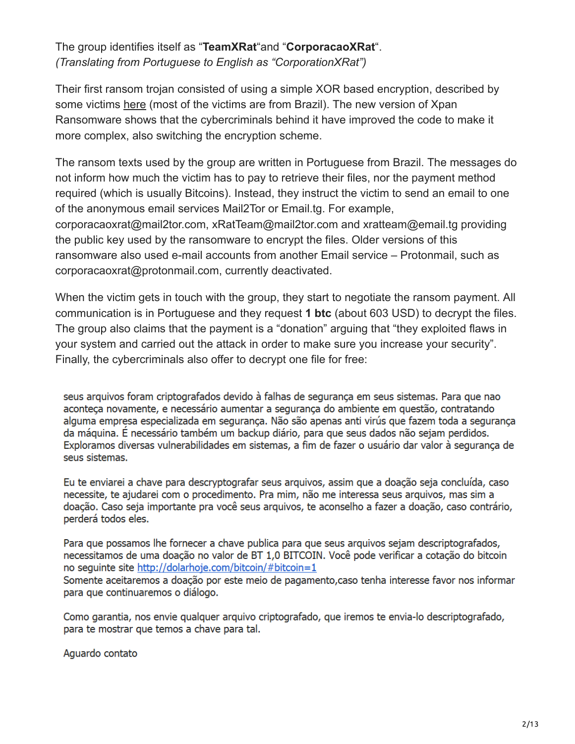The group identifies itself as “**TeamXRat**“and “**CorporacaoXRat**“. *(Translating from Portuguese to English as “CorporationXRat”)*

Their first ransom trojan consisted of using a simple XOR based encryption, described by some victims here (most of the victims are from Brazil). The new version of Xpan Ransomware shows that the cybercriminals behind it have improved the code to make it more complex, also switching the encryption scheme.

The ransom texts used by the group are written in Portuguese from Brazil. The messages do not inform how much the victim has to pay to retrieve their files, nor the payment method required (which is usually Bitcoins). Instead, they instruct the victim to send an email to one of the anonymous email services Mail2Tor or Email.tg. For example, corporacaoxrat@mail2tor.com, xRatTeam@mail2tor.com and xratteam@email.tg providing the public key used by the ransomware to encrypt the files. Older versions of this ransomware also used e-mail accounts from another Email service – Protonmail, such as corporacaoxrat@protonmail.com, currently deactivated.

When the victim gets in touch with the group, they start to negotiate the ransom payment. All communication is in Portuguese and they request **1 btc** (about 603 USD) to decrypt the files. The group also claims that the payment is a “donation” arguing that “they exploited flaws in your system and carried out the attack in order to make sure you increase your security”. Finally, the cybercriminals also offer to decrypt one file for free:

seus arquivos foram criptografados devido à falhas de segurança em seus sistemas. Para que nao aconteça novamente, e necessário aumentar a segurança do ambiente em questão, contratando alguma empresa especializada em segurança. Não são apenas anti virús que fazem toda a segurança da máquina. É necessário também um backup diário, para que seus dados não sejam perdidos. Exploramos diversas vulnerabilidades em sistemas, a fim de fazer o usuário dar valor à segurança de seus sistemas.

Eu te enviarei a chave para descryptografar seus arquivos, assim que a doação seja concluída, caso necessite, te ajudarei com o procedimento. Pra mim, não me interessa seus arquivos, mas sim a doação. Caso seja importante pra você seus arquivos, te aconselho a fazer a doação, caso contrário, perderá todos eles.

Para que possamos lhe fornecer a chave publica para que seus arquivos sejam descriptografados, necessitamos de uma doação no valor de BT 1,0 BITCOIN. Você pode verificar a cotação do bitcoin no seguinte site http://dolarhoje.com/bitcoin/#bitcoin=1
Somente aceitaremos a doação por este meio de pagamento,caso tenha interesse favor nos informar para que continuaremos o diálogo.

Como garantia, nos envie qualquer arquivo criptografado, que iremos te envia-lo descriptografado, para te mostrar que temos a chave para tal.

Aguardo contato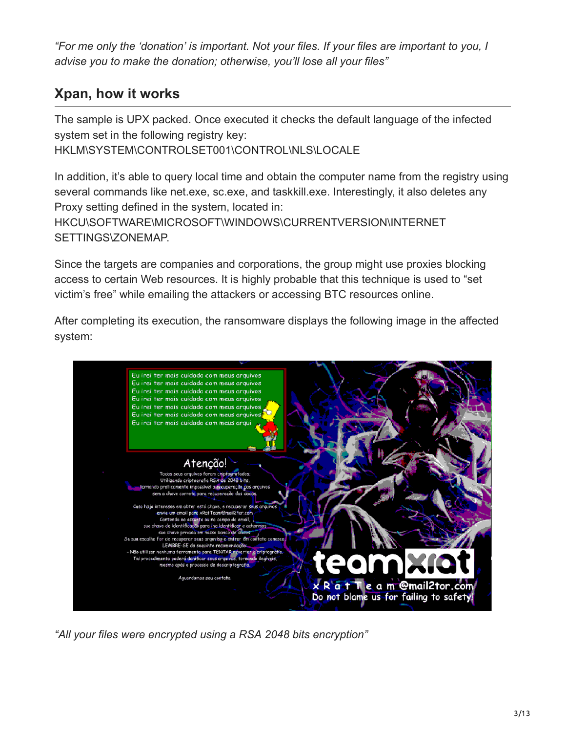*"For me only the 'donation' is important. Not your files. If your files are important to you, I advise you to make the donation; otherwise, you'll lose all your files"*

## Xpan, how it works

The sample is UPX packed. Once executed it checks the default language of the infected system set in the following registry key:
HKLM\SYSTEM\CONTROLSET001\CONTROL\NLS\LOCALE

In addition, it's able to query local time and obtain the computer name from the registry using several commands like net.exe, sc.exe, and taskkill.exe. Interestingly, it also deletes any Proxy setting defined in the system, located in:
HKCU\SOFTWARE\MICROSOFT\WINDOWS\CURRENTVERSION\INTERNET SETTINGS\ZONEMAP.

Since the targets are companies and corporations, the group might use proxies blocking access to certain Web resources. It is highly probable that this technique is used to "set victim's free" while emailing the attackers or accessing BTC resources online.

After completing its execution, the ransomware displays the following image in the affected system:

*"All your files were encrypted using a RSA 2048 bits encryption"*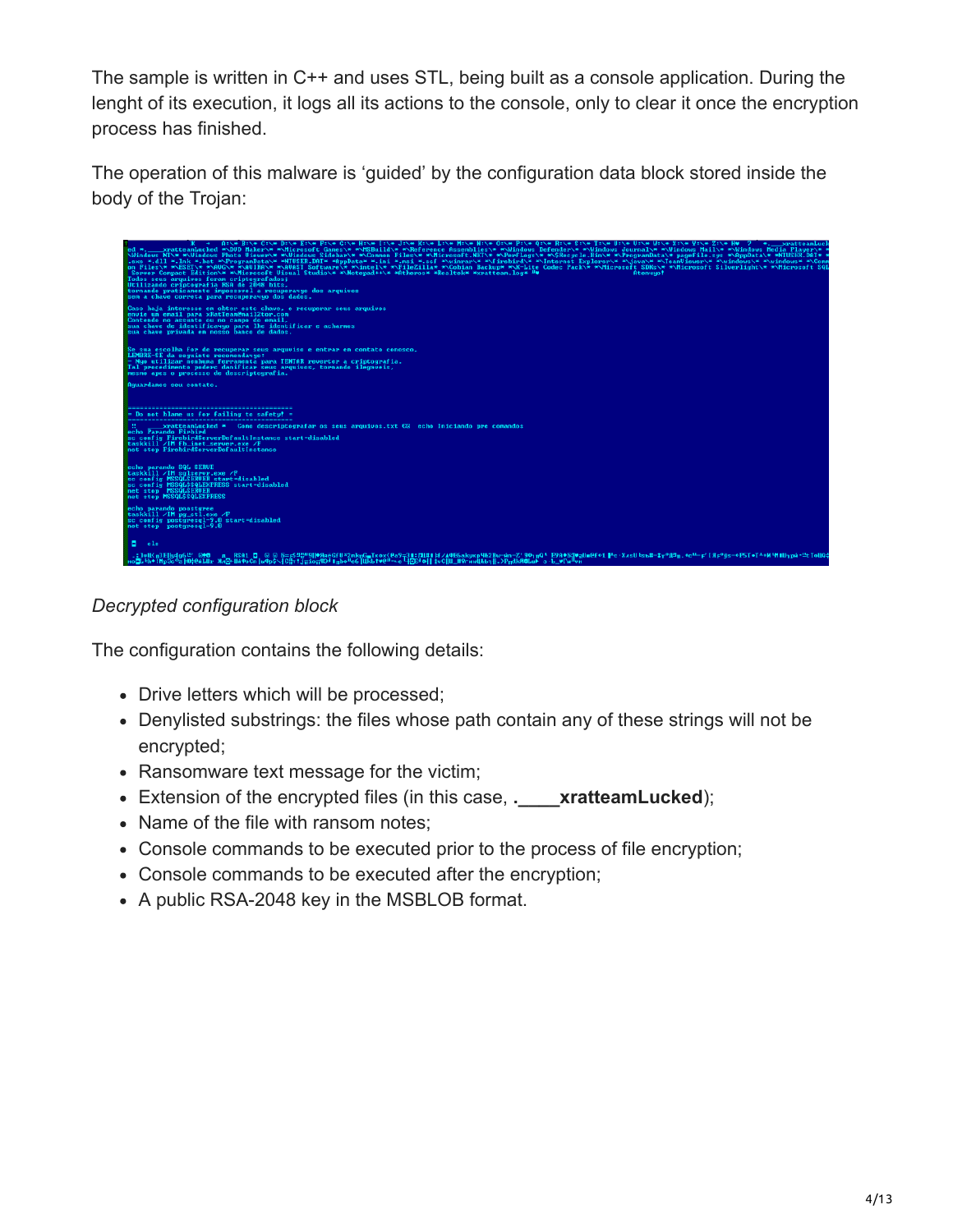The sample is written in C++ and uses STL, being built as a console application. During the lenght of its execution, it logs all its actions to the console, only to clear it once the encryption process has finished.

The operation of this malware is 'guided' by the configuration data block stored inside the body of the Trojan:

*Decrypted configuration block*

The configuration contains the following details:

- Drive letters which will be processed;
- Denylisted substrings: the files whose path contain any of these strings will not be encrypted;
- Ransomware text message for the victim;
- Extension of the encrypted files (in this case, **.____xratteamLucked**);
- Name of the file with ransom notes;
- Console commands to be executed prior to the process of file encryption;
- Console commands to be executed after the encryption;
- A public RSA-2048 key in the MSBLOB format.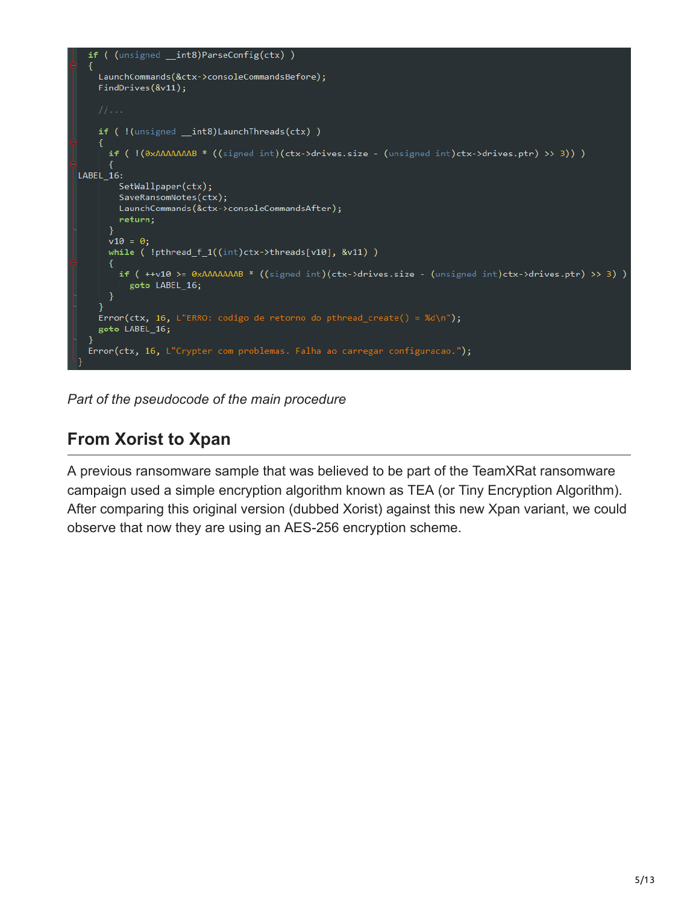```
if ( (unsigned __int8)ParseConfig(ctx) )
{
  LaunchCommands(&ctx->consoleCommandsBefore);
  FindDrives(&v11);

  //...

  if ( !(unsigned __int8)LaunchThreads(ctx) )
  {
    if ( !(0xAAAAAAAB * ((signed int)(ctx->drives.size - (unsigned int)ctx->drives.ptr) >> 3)) )
    {
LABEL_16:
      SetWallpaper(ctx);
      SaveRansomNotes(ctx);
      LaunchCommands(&ctx->consoleCommandsAfter);
      return;
    }
    v10 = 0;
    while ( !pthread_f_1((int)ctx->threads[v10], &v11) )
    {
      if ( ++v10 >= 0xAAAAAAAB * ((signed int)(ctx->drives.size - (unsigned int)ctx->drives.ptr) >> 3) )
        goto LABEL_16;
    }
  }
  Error(ctx, 16, L"ERRO: codigo de retorno do pthread_create() = %d\n");
  goto LABEL_16;
}
Error(ctx, 16, L"Crypter com problemas. Falha ao carregar configuracao.");
}
```

*Part of the pseudocode of the main procedure*

## From Xorist to Xpan

A previous ransomware sample that was believed to be part of the TeamXRat ransomware campaign used a simple encryption algorithm known as TEA (or Tiny Encryption Algorithm). After comparing this original version (dubbed Xorist) against this new Xpan variant, we could observe that now they are using an AES-256 encryption scheme.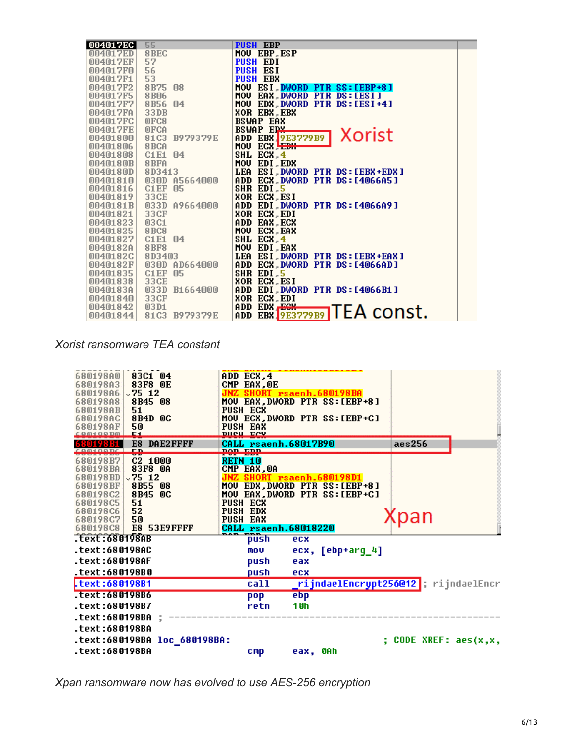```
004017EC  55              PUSH EBP
004017ED  8BEC            MOV EBP,ESP
004017EF  57              PUSH EDI
004017F0  56              PUSH ESI
004017F1  53              PUSH EBX
004017F2  8B75 08         MOV ESI,DWORD PTR SS:[EBP+8]
004017F5  8B06            MOV EAX,DWORD PTR DS:[ESI]
004017F7  8B56 04         MOV EDX,DWORD PTR DS:[ESI+4]
004017FA  33DB            XOR EBX,EBX
004017FC  0FC8            BSWAP EAX
004017FE  0FCA            BSWAP EDX
00401800  81C3 B979379E   ADD EBX,9E3779B9
00401806  8BCA            MOV ECX,EDX
00401808  C1E1 04         SHL ECX,4
0040180B  8BFA            MOV EDI,EDX
0040180D  8D3413          LEA ESI,DWORD PTR DS:[EBX+EDX]
00401810  030D A5664000   ADD ECX,DWORD PTR DS:[4066A5]
00401816  C1EF 05         SHR EDI,5
00401819  33CE            XOR ECX,ESI
0040181B  033D A9664000   ADD EDI,DWORD PTR DS:[4066A9]
00401821  33CF            XOR ECX,EDI
00401823  03C1            ADD EAX,ECX
00401825  8BC8            MOV ECX,EAX
00401827  C1E1 04         SHL ECX,4
0040182A  8BF8            MOV EDI,EAX
0040182C  8D3403          LEA ESI,DWORD PTR DS:[EBX+EAX]
0040182F  030D AD664000   ADD ECX,DWORD PTR DS:[4066AD]
00401835  C1EF 05         SHR EDI,5
00401838  33CE            XOR ECX,ESI
0040183A  033D B1664000   ADD EDI,DWORD PTR DS:[4066B1]
00401840  33CF            XOR ECX,EDI
00401842  03D1            ADD EDX,ECX
00401844  81C3 B979379E   ADD EBX,9E3779B9
```

*Xorist ransomware TEA constant*

```
680198A0  83C1 04         ADD ECX,4
680198A3  83F8 0E         CMP EAX,0E
680198A6  75 12           JNZ SHORT rsaenh.680198BA
680198A8  8B45 08         MOV EAX,DWORD PTR SS:[EBP+8]
680198AB  51              PUSH ECX
680198AC  8B4D 0C         MOV ECX,DWORD PTR SS:[EBP+C]
680198AF  50              PUSH EAX
680198B0  51              PUSH ECX
680198B1  E8 DAE2FFFF     CALL rsaenh.68017B90              aes256
680198B6  5D              POP EBP
680198B7  C2 1000         RETN 10
680198BA  83F8 0A         CMP EAX,0A
680198BD  75 12           JNZ SHORT rsaenh.680198D1
680198BF  8B55 08         MOV EDX,DWORD PTR SS:[EBP+8]
680198C2  8B45 0C         MOV EAX,DWORD PTR SS:[EBP+C]
680198C5  51              PUSH ECX
680198C6  52              PUSH EDX
680198C7  50              PUSH EAX
680198C8  E8 53E9FFFF     CALL rsaenh.68018220
```

```
.text:680198AB          push    ecx
.text:680198AC          mov     ecx, [ebp+arg_4]
.text:680198AF          push    eax
.text:680198B0          push    ecx
.text:680198B1          call    _rijndaelEncrypt256@12 ; rijndaelEncr
.text:680198B6          pop     ebp
.text:680198B7          retn    10h
.text:680198BA ; ---------------------------------------------------
.text:680198BA
.text:680198BA loc_680198BA:                           ; CODE XREF: aes(x,x,
.text:680198BA          cmp     eax, 0Ah
```

*Xpan ransomware now has evolved to use AES-256 encryption*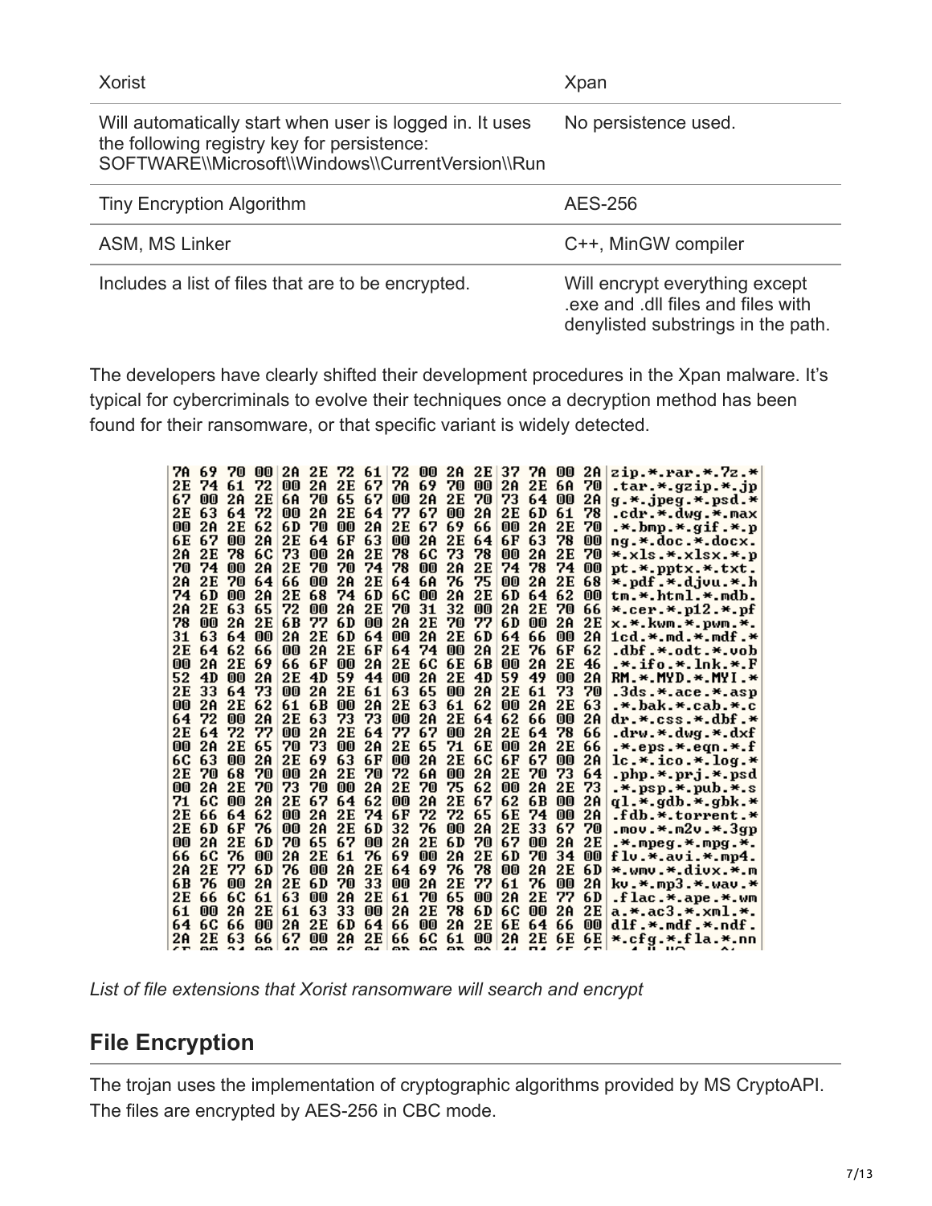| Xorist | Xpan |
|---|---|
| Will automatically start when user is logged in. It uses the following registry key for persistence: SOFTWARE\\Microsoft\\Windows\\CurrentVersion\\Run | No persistence used. |
| Tiny Encryption Algorithm | AES-256 |
| ASM, MS Linker | C++, MinGW compiler |
| Includes a list of files that are to be encrypted. | Will encrypt everything except .exe and .dll files and files with denylisted substrings in the path. |

The developers have clearly shifted their development procedures in the Xpan malware. It's typical for cybercriminals to evolve their techniques once a decryption method has been found for their ransomware, or that specific variant is widely detected.

```
7A 69 70 00 2A 2E 72 61 72 00 2A 2E 37 7A 00 2A  zip.*.rar.*.7z.*
2E 74 61 72 00 2A 2E 67 7A 69 70 00 2A 2E 6A 70  .tar.*.gzip.*.jp
67 00 2A 2E 6A 70 65 67 00 2A 2E 70 73 64 00 2A  g.*.jpeg.*.psd.*
2E 63 64 72 00 2A 2E 64 77 67 00 2A 2E 6D 61 78  .cdr.*.dwg.*.max
00 2A 2E 62 6D 70 00 2A 2E 67 69 66 00 2A 2E 70  .*.bmp.*.gif.*.p
6E 67 00 2A 2E 64 6F 63 00 2A 2E 64 6F 63 78 00  ng.*.doc.*.docx.
2A 2E 78 6C 73 00 2A 2E 78 6C 73 78 00 2A 2E 70  *.xls.*.xlsx.*.p
70 74 00 2A 2E 70 70 74 78 00 2A 2E 74 78 74 00  pt.*.pptx.*.txt.
2A 2E 70 64 66 00 2A 2E 64 6A 76 75 00 2A 2E 68  *.pdf.*.djvu.*.h
74 6D 00 2A 2E 68 74 6D 6C 00 2A 2E 6D 64 62 00  tm.*.html.*.mdb.
2A 2E 63 65 72 00 2A 2E 70 31 32 00 2A 2E 70 66  *.cer.*.p12.*.pf
78 00 2A 2E 6B 77 6D 00 2A 2E 70 77 6D 00 2A 2E  x.*.kwm.*.pwm.*.
31 63 64 00 2A 2E 6D 64 00 2A 2E 6D 64 66 00 2A  1cd.*.md.*.mdf.*
2E 64 62 66 00 2A 2E 6F 64 74 00 2A 2E 76 6F 62  .dbf.*.odt.*.vob
00 2A 2E 69 66 6F 00 2A 2E 6C 6E 6B 00 2A 2E 46  .*.ifo.*.lnk.*.F
52 4D 00 2A 2E 4D 59 44 00 2A 2E 4D 59 49 00 2A  RM.*.MYD.*.MYI.*
2E 33 64 73 00 2A 2E 61 63 65 00 2A 2E 61 73 70  .3ds.*.ace.*.asp
00 2A 2E 62 61 6B 00 2A 2E 63 61 62 00 2A 2E 63  .*.bak.*.cab.*.c
64 72 00 2A 2E 63 73 73 00 2A 2E 64 62 66 00 2A  dr.*.css.*.dbf.*
2E 64 72 77 00 2A 2E 64 77 67 00 2A 2E 64 78 66  .drw.*.dwg.*.dxf
00 2A 2E 65 70 73 00 2A 2E 65 71 6E 00 2A 2E 66  .*.eps.*.eqn.*.f
6C 63 00 2A 2E 69 63 6F 00 2A 2E 6C 6F 67 00 2A  lc.*.ico.*.log.*
2E 70 68 70 00 2A 2E 70 72 6A 00 2A 2E 70 73 64  .php.*.prj.*.psd
00 2A 2E 70 73 70 00 2A 2E 70 75 62 00 2A 2E 73  .*.psp.*.pub.*.s
71 6C 00 2A 2E 67 64 62 00 2A 2E 67 62 6B 00 2A  ql.*.gdb.*.gbk.*
2E 66 64 62 00 2A 2E 74 6F 72 72 65 6E 74 00 2A  .fdb.*.torrent.*
2E 6D 6F 76 00 2A 2E 6D 32 76 00 2A 2E 33 67 70  .mov.*.m2v.*.3gp
00 2A 2E 6D 70 65 67 00 2A 2E 6D 70 67 00 2A 2E  .*.mpeg.*.mpg.*.
66 6C 76 00 2A 2E 61 76 69 00 2A 2E 6D 70 34 00  flv.*.avi.*.mp4.
2A 2E 77 6D 76 00 2A 2E 64 69 76 78 00 2A 2E 6D  *.wmv.*.divx.*.m
6B 76 00 2A 2E 6D 70 33 00 2A 2E 77 61 76 00 2A  kv.*.mp3.*.wav.*
2E 66 6C 61 63 00 2A 2E 61 70 65 00 2A 2E 77 6D  .flac.*.ape.*.wm
61 00 2A 2E 61 63 33 00 2A 2E 78 6D 6C 00 2A 2E  a.*.ac3.*.xml.*.
64 6C 66 00 2A 2E 6D 64 66 00 2A 2E 6E 64 66 00  dlf.*.mdf.*.ndf.
2A 2E 63 66 67 00 2A 2E 66 6C 61 00 2A 2E 6E 6E  *.cfg.*.fla.*.nn
```

*List of file extensions that Xorist ransomware will search and encrypt*

## File Encryption

The trojan uses the implementation of cryptographic algorithms provided by MS CryptoAPI. The files are encrypted by AES-256 in CBC mode.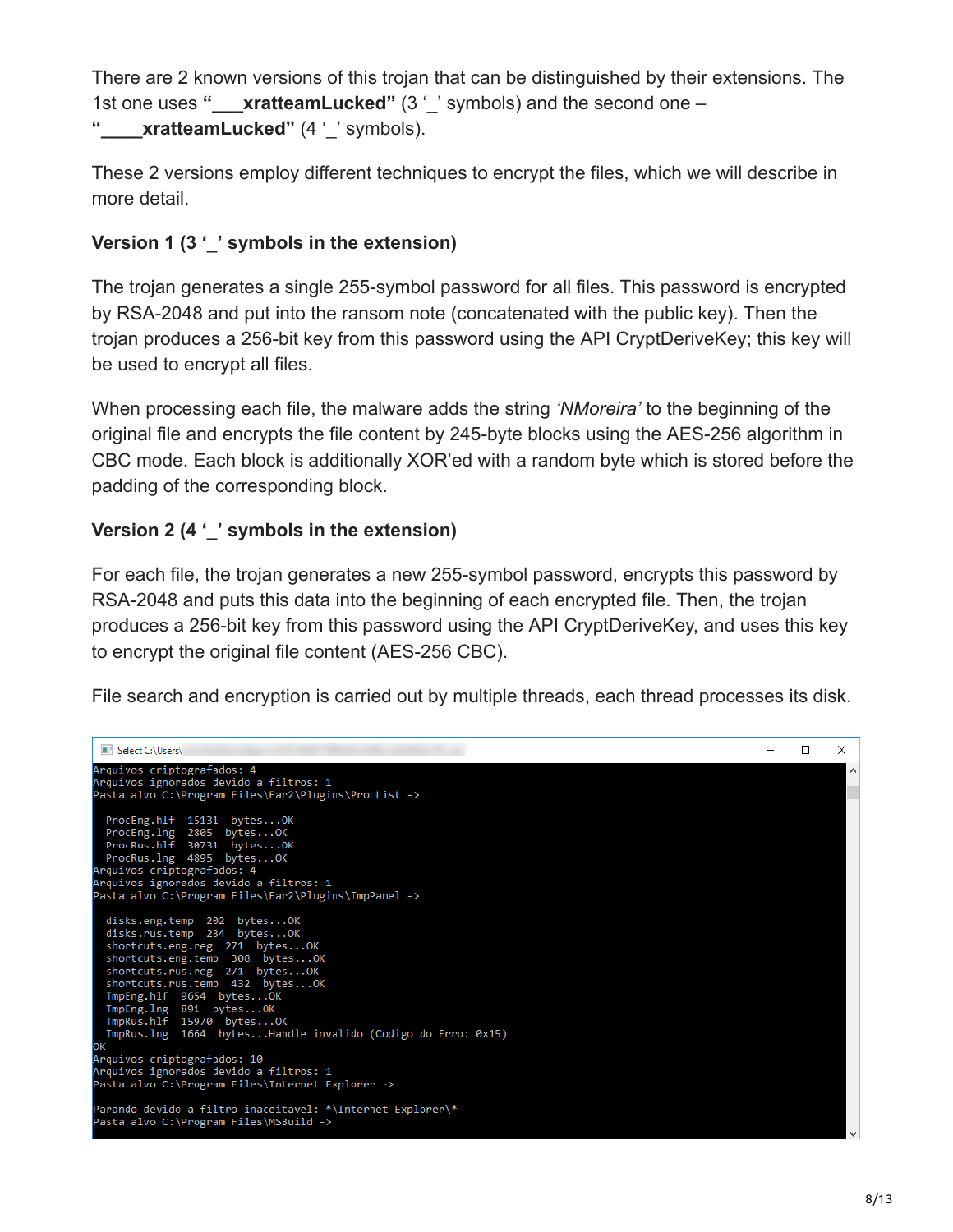There are 2 known versions of this trojan that can be distinguished by their extensions. The 1st one uses **"___xratteamLucked"** (3 '_' symbols) and the second one – **"____xratteamLucked"** (4 '_' symbols).

These 2 versions employ different techniques to encrypt the files, which we will describe in more detail.

**Version 1 (3 '_' symbols in the extension)**

The trojan generates a single 255-symbol password for all files. This password is encrypted by RSA-2048 and put into the ransom note (concatenated with the public key). Then the trojan produces a 256-bit key from this password using the API CryptDeriveKey; this key will be used to encrypt all files.

When processing each file, the malware adds the string *'NMoreira'* to the beginning of the original file and encrypts the file content by 245-byte blocks using the AES-256 algorithm in CBC mode. Each block is additionally XOR'ed with a random byte which is stored before the padding of the corresponding block.

**Version 2 (4 '_' symbols in the extension)**

For each file, the trojan generates a new 255-symbol password, encrypts this password by RSA-2048 and puts this data into the beginning of each encrypted file. Then, the trojan produces a 256-bit key from this password using the API CryptDeriveKey, and uses this key to encrypt the original file content (AES-256 CBC).

File search and encryption is carried out by multiple threads, each thread processes its disk.

```
Select C:\Users\
Arquivos criptografados: 4
Arquivos ignorados devido a filtros: 1
Pasta alvo C:\Program Files\Far2\Plugins\ProcList ->

  ProcEng.hlf  15131  bytes...OK
  ProcEng.lng  2805  bytes...OK
  ProcRus.hlf  30731  bytes...OK
  ProcRus.lng  4895  bytes...OK
Arquivos criptografados: 4
Arquivos ignorados devido a filtros: 1
Pasta alvo C:\Program Files\Far2\Plugins\TmpPanel ->

  disks.eng.temp  202  bytes...OK
  disks.rus.temp  234  bytes...OK
  shortcuts.eng.reg  271  bytes...OK
  shortcuts.eng.temp  308  bytes...OK
  shortcuts.rus.reg  271  bytes...OK
  shortcuts.rus.temp  432  bytes...OK
  TmpEng.hlf  9654  bytes...OK
  TmpEng.lng  891  bytes...OK
  TmpRus.hlf  15970  bytes...OK
  TmpRus.lng  1664  bytes...Handle invalido (Codigo do Erro: 0x15)
OK
Arquivos criptografados: 10
Arquivos ignorados devido a filtros: 1
Pasta alvo C:\Program Files\Internet Explorer ->

Parando devido a filtro inaceitavel: *\Internet Explorer\*
Pasta alvo C:\Program Files\MSBuild ->
```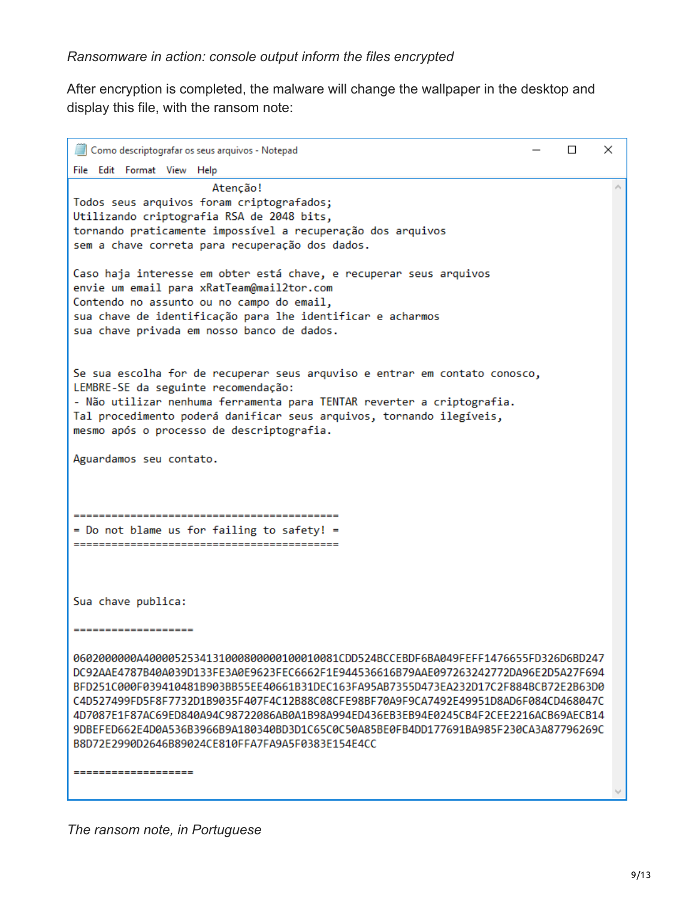*Ransomware in action: console output inform the files encrypted*

After encryption is completed, the malware will change the wallpaper in the desktop and display this file, with the ransom note:

```
Como descriptografar os seus arquivos - Notepad
File  Edit  Format  View  Help
                     Atenção!
Todos seus arquivos foram criptografados;
Utilizando criptografia RSA de 2048 bits,
tornando praticamente impossível a recuperação dos arquivos
sem a chave correta para recuperação dos dados.

Caso haja interesse em obter está chave, e recuperar seus arquivos
envie um email para xRatTeam@mail2tor.com
Contendo no assunto ou no campo do email,
sua chave de identificação para lhe identificar e acharmos
sua chave privada em nosso banco de dados.


Se sua escolha for de recuperar seus arquviso e entrar em contato conosco,
LEMBRE-SE da seguinte recomendação:
- Não utilizar nenhuma ferramenta para TENTAR reverter a criptografia.
Tal procedimento poderá danificar seus arquivos, tornando ilegíveis,
mesmo após o processo de descriptografia.

Aguardamos seu contato.



==========================================
= Do not blame us for failing to safety! =
==========================================



Sua chave publica:

===================

0602000000A40000525341310008000001000100081CDD524BCCEBDF6BA049FEFF1476655FD326D6BD247
DC92AAE4787B40A039D133FE3A0E9623FEC6662F1E944536616B79AAE097263242772DA96E2D5A27F694
BFD251C000F039410481B903BB55EE40661B31DEC163FA95AB7355D473EA232D17C2F884BCB72E2B63D0
C4D527499FD5F8F7732D1B9035F407F4C12B88C08CFE98BF70A9F9CA7492E49951D8AD6F084CD468047C
4D7087E1F87AC69ED840A94C98722086AB0A1B98A994ED436EB3EB94E0245CB4F2CEE2216ACB69AECB14
9DBEFED662E4D0A536B3966B9A180340BD3D1C65C0C50A85BE0FB4DD177691BA985F230CA3A87796269C
B8D72E2990D2646B89024CE810FFA7FA9A5F0383E154E4CC

===================
```

*The ransom note, in Portuguese*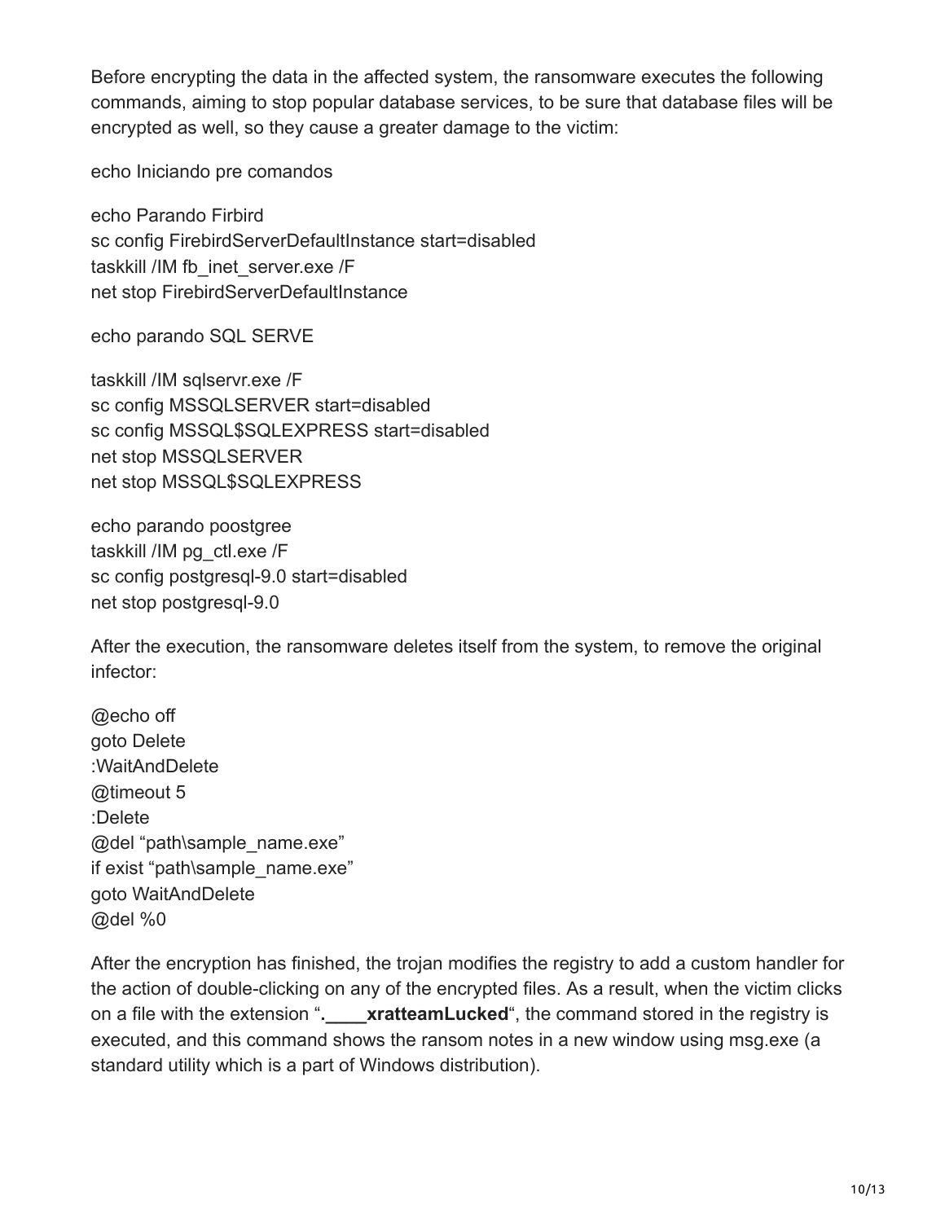Before encrypting the data in the affected system, the ransomware executes the following commands, aiming to stop popular database services, to be sure that database files will be encrypted as well, so they cause a greater damage to the victim:

```
echo Iniciando pre comandos

echo Parando Firbird
sc config FirebirdServerDefaultInstance start=disabled
taskkill /IM fb_inet_server.exe /F
net stop FirebirdServerDefaultInstance

echo parando SQL SERVE

taskkill /IM sqlservr.exe /F
sc config MSSQLSERVER start=disabled
sc config MSSQL$SQLEXPRESS start=disabled
net stop MSSQLSERVER
net stop MSSQL$SQLEXPRESS

echo parando poostgree
taskkill /IM pg_ctl.exe /F
sc config postgresql-9.0 start=disabled
net stop postgresql-9.0
```

After the execution, the ransomware deletes itself from the system, to remove the original infector:

```
@echo off
goto Delete
:WaitAndDelete
@timeout 5
:Delete
@del “path\sample_name.exe”
if exist “path\sample_name.exe”
goto WaitAndDelete
@del %0
```

After the encryption has finished, the trojan modifies the registry to add a custom handler for the action of double-clicking on any of the encrypted files. As a result, when the victim clicks on a file with the extension “**.____xratteamLucked**“, the command stored in the registry is executed, and this command shows the ransom notes in a new window using msg.exe (a standard utility which is a part of Windows distribution).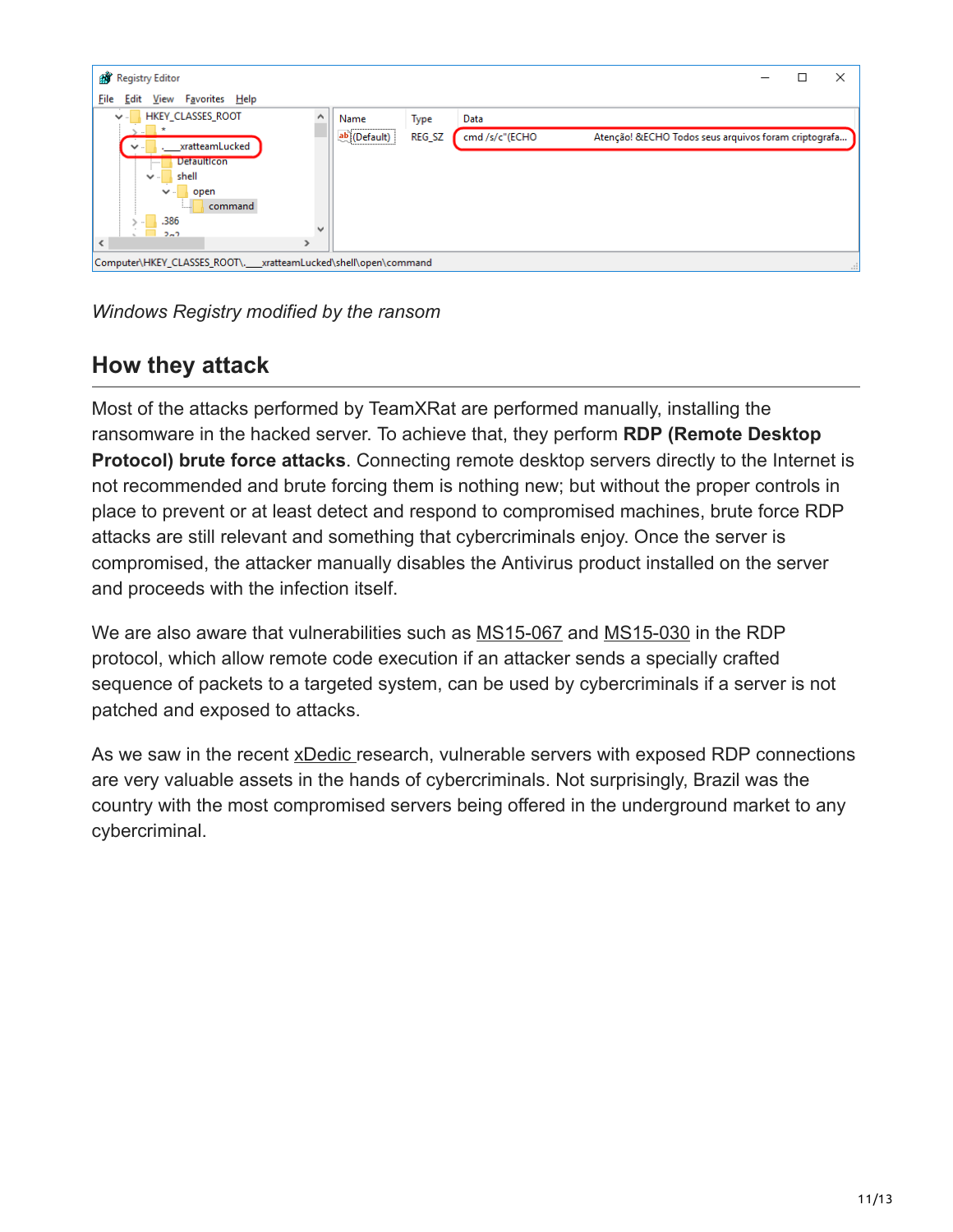*Windows Registry modified by the ransom*

## How they attack

Most of the attacks performed by TeamXRat are performed manually, installing the ransomware in the hacked server. To achieve that, they perform **RDP (Remote Desktop Protocol) brute force attacks**. Connecting remote desktop servers directly to the Internet is not recommended and brute forcing them is nothing new; but without the proper controls in place to prevent or at least detect and respond to compromised machines, brute force RDP attacks are still relevant and something that cybercriminals enjoy. Once the server is compromised, the attacker manually disables the Antivirus product installed on the server and proceeds with the infection itself.

We are also aware that vulnerabilities such as MS15-067 and MS15-030 in the RDP protocol, which allow remote code execution if an attacker sends a specially crafted sequence of packets to a targeted system, can be used by cybercriminals if a server is not patched and exposed to attacks.

As we saw in the recent xDedic research, vulnerable servers with exposed RDP connections are very valuable assets in the hands of cybercriminals. Not surprisingly, Brazil was the country with the most compromised servers being offered in the underground market to any cybercriminal.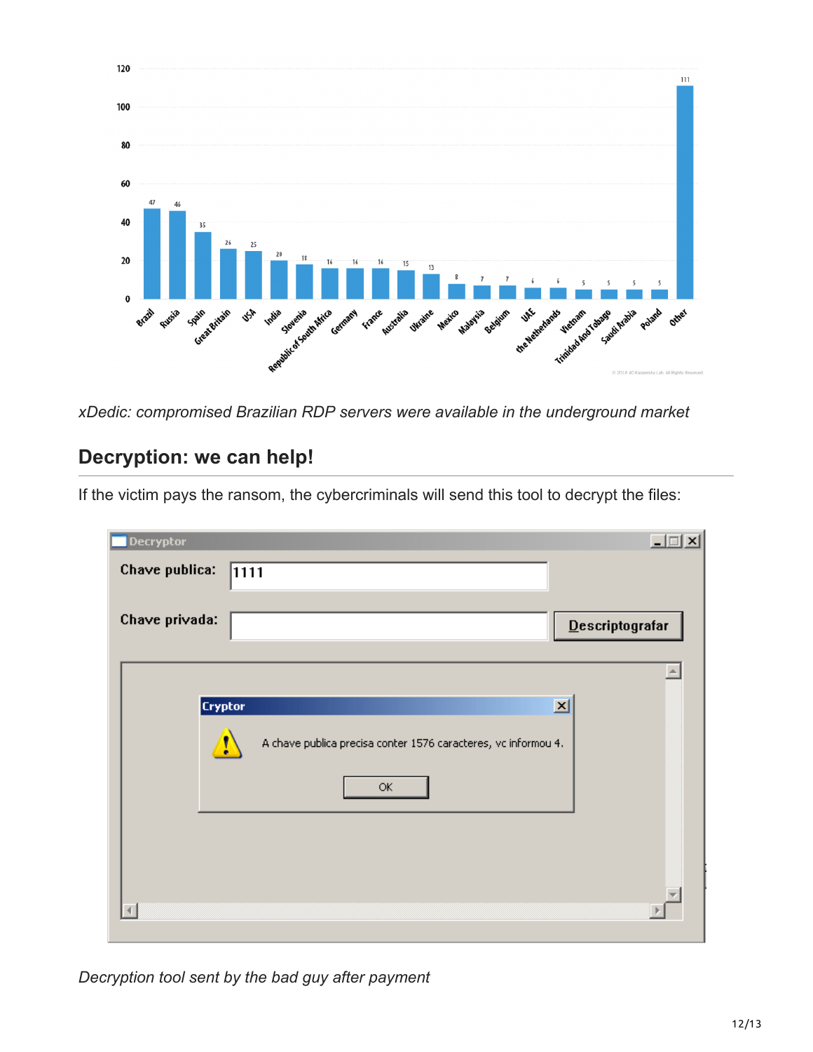*xDedic: compromised Brazilian RDP servers were available in the underground market*

## Decryption: we can help!

If the victim pays the ransom, the cybercriminals will send this tool to decrypt the files:

*Decryption tool sent by the bad guy after payment*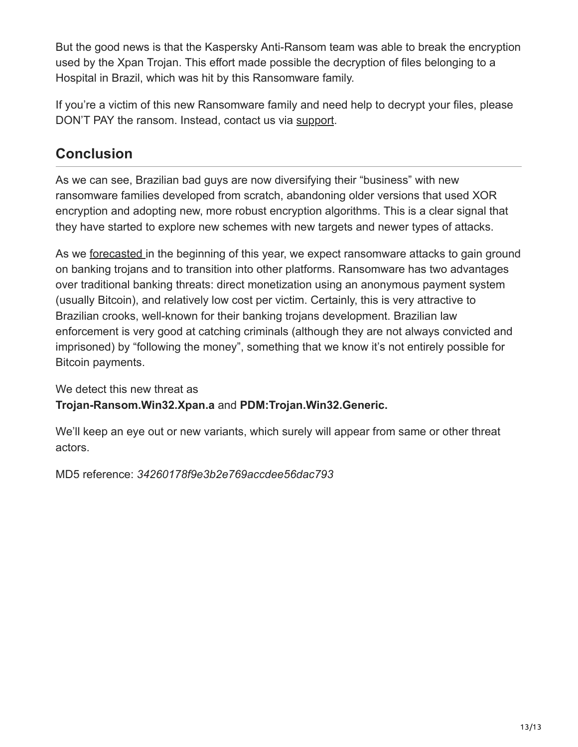But the good news is that the Kaspersky Anti-Ransom team was able to break the encryption used by the Xpan Trojan. This effort made possible the decryption of files belonging to a Hospital in Brazil, which was hit by this Ransomware family.

If you're a victim of this new Ransomware family and need help to decrypt your files, please DON'T PAY the ransom. Instead, contact us via support.

## Conclusion

As we can see, Brazilian bad guys are now diversifying their "business" with new ransomware families developed from scratch, abandoning older versions that used XOR encryption and adopting new, more robust encryption algorithms. This is a clear signal that they have started to explore new schemes with new targets and newer types of attacks.

As we forecasted in the beginning of this year, we expect ransomware attacks to gain ground on banking trojans and to transition into other platforms. Ransomware has two advantages over traditional banking threats: direct monetization using an anonymous payment system (usually Bitcoin), and relatively low cost per victim. Certainly, this is very attractive to Brazilian crooks, well-known for their banking trojans development. Brazilian law enforcement is very good at catching criminals (although they are not always convicted and imprisoned) by "following the money", something that we know it's not entirely possible for Bitcoin payments.

We detect this new threat as
**Trojan-Ransom.Win32.Xpan.a** and **PDM:Trojan.Win32.Generic.**

We'll keep an eye out or new variants, which surely will appear from same or other threat actors.

MD5 reference: *34260178f9e3b2e769accdee56dac793*